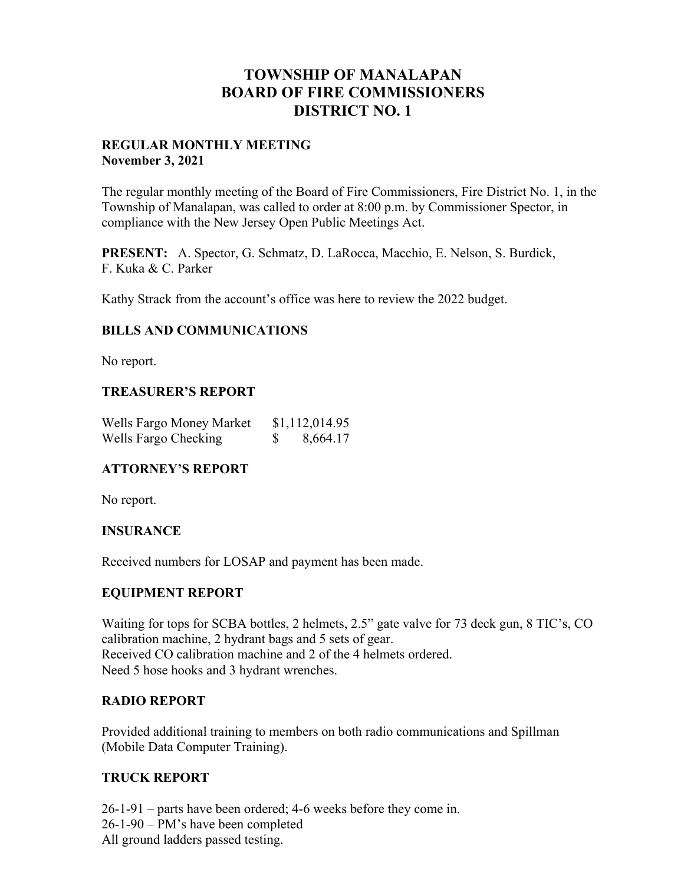# TOWNSHIP OF MANALAPAN
# BOARD OF FIRE COMMISSIONERS
# DISTRICT NO. 1

**REGULAR MONTHLY MEETING**
**November 3, 2021**

The regular monthly meeting of the Board of Fire Commissioners, Fire District No. 1, in the Township of Manalapan, was called to order at 8:00 p.m. by Commissioner Spector, in compliance with the New Jersey Open Public Meetings Act.

**PRESENT:** A. Spector, G. Schmatz, D. LaRocca, Macchio, E. Nelson, S. Burdick, F. Kuka & C. Parker

Kathy Strack from the account's office was here to review the 2022 budget.

## BILLS AND COMMUNICATIONS

No report.

## TREASURER'S REPORT

| | |
|---|---|
| Wells Fargo Money Market | $1,112,014.95 |
| Wells Fargo Checking | $ 8,664.17 |

## ATTORNEY'S REPORT

No report.

## INSURANCE

Received numbers for LOSAP and payment has been made.

## EQUIPMENT REPORT

Waiting for tops for SCBA bottles, 2 helmets, 2.5" gate valve for 73 deck gun, 8 TIC's, CO calibration machine, 2 hydrant bags and 5 sets of gear.
Received CO calibration machine and 2 of the 4 helmets ordered.
Need 5 hose hooks and 3 hydrant wrenches.

## RADIO REPORT

Provided additional training to members on both radio communications and Spillman (Mobile Data Computer Training).

## TRUCK REPORT

26-1-91 – parts have been ordered; 4-6 weeks before they come in.
26-1-90 – PM's have been completed
All ground ladders passed testing.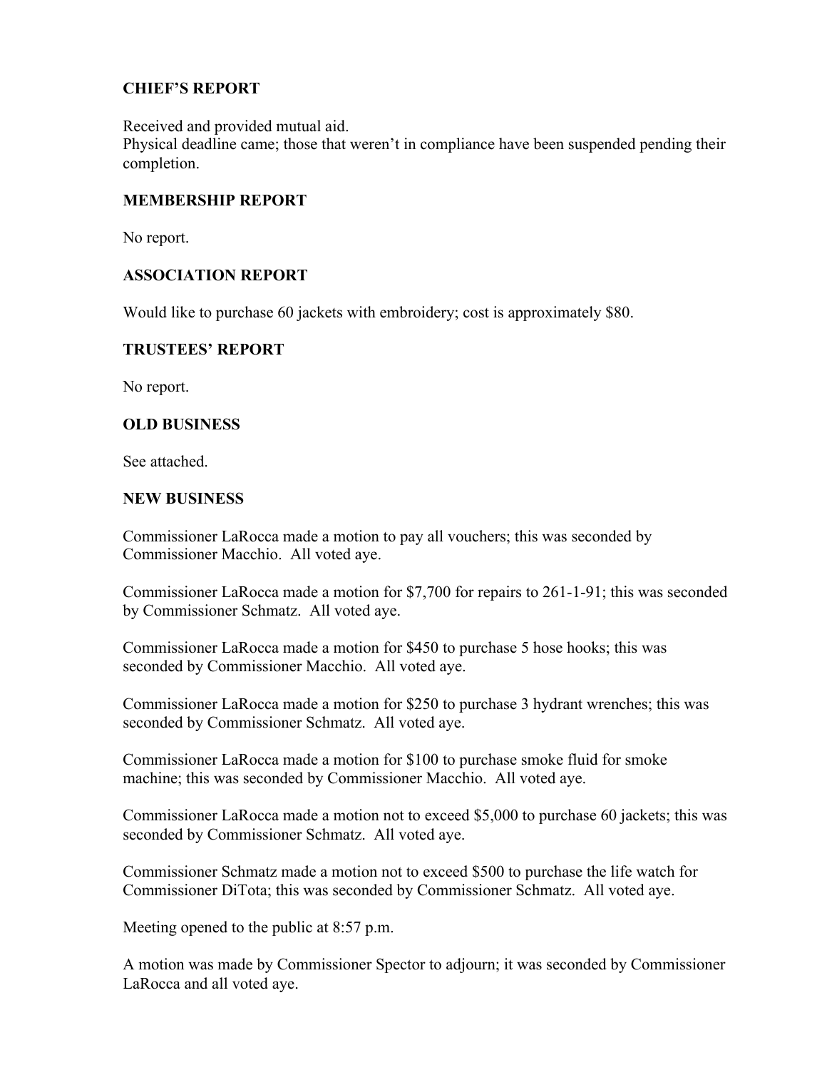### CHIEF'S REPORT

Received and provided mutual aid.
Physical deadline came; those that weren't in compliance have been suspended pending their completion.

### MEMBERSHIP REPORT

No report.

### ASSOCIATION REPORT

Would like to purchase 60 jackets with embroidery; cost is approximately $80.

### TRUSTEES' REPORT

No report.

### OLD BUSINESS

See attached.

### NEW BUSINESS

Commissioner LaRocca made a motion to pay all vouchers; this was seconded by Commissioner Macchio. All voted aye.

Commissioner LaRocca made a motion for $7,700 for repairs to 261-1-91; this was seconded by Commissioner Schmatz. All voted aye.

Commissioner LaRocca made a motion for $450 to purchase 5 hose hooks; this was seconded by Commissioner Macchio. All voted aye.

Commissioner LaRocca made a motion for $250 to purchase 3 hydrant wrenches; this was seconded by Commissioner Schmatz. All voted aye.

Commissioner LaRocca made a motion for $100 to purchase smoke fluid for smoke machine; this was seconded by Commissioner Macchio. All voted aye.

Commissioner LaRocca made a motion not to exceed $5,000 to purchase 60 jackets; this was seconded by Commissioner Schmatz. All voted aye.

Commissioner Schmatz made a motion not to exceed $500 to purchase the life watch for Commissioner DiTota; this was seconded by Commissioner Schmatz. All voted aye.

Meeting opened to the public at 8:57 p.m.

A motion was made by Commissioner Spector to adjourn; it was seconded by Commissioner LaRocca and all voted aye.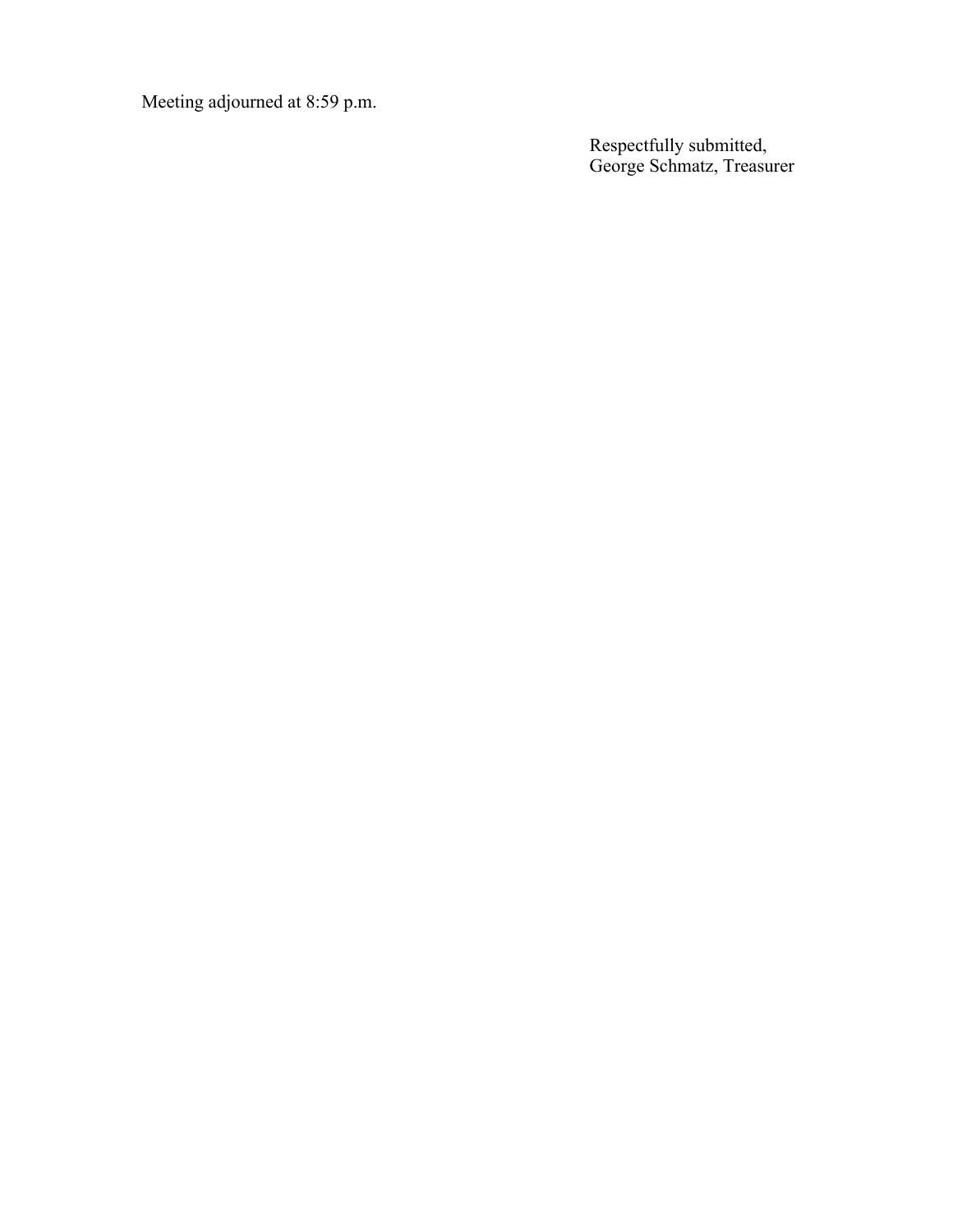Meeting adjourned at 8:59 p.m.

Respectfully submitted,
George Schmatz, Treasurer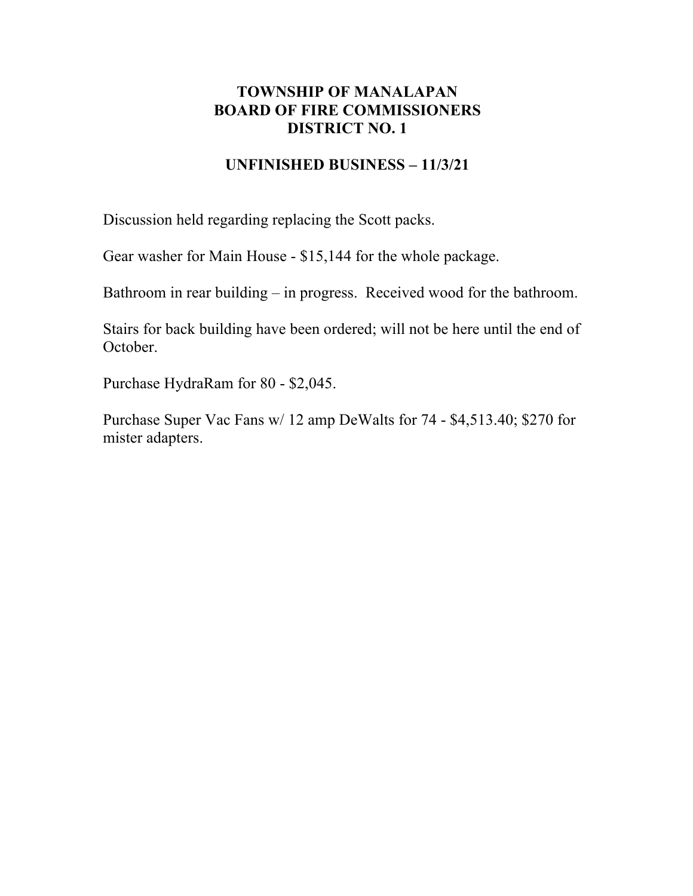# TOWNSHIP OF MANALAPAN
# BOARD OF FIRE COMMISSIONERS
# DISTRICT NO. 1

## UNFINISHED BUSINESS – 11/3/21

Discussion held regarding replacing the Scott packs.

Gear washer for Main House - $15,144 for the whole package.

Bathroom in rear building – in progress. Received wood for the bathroom.

Stairs for back building have been ordered; will not be here until the end of October.

Purchase HydraRam for 80 - $2,045.

Purchase Super Vac Fans w/ 12 amp DeWalts for 74 - $4,513.40; $270 for mister adapters.